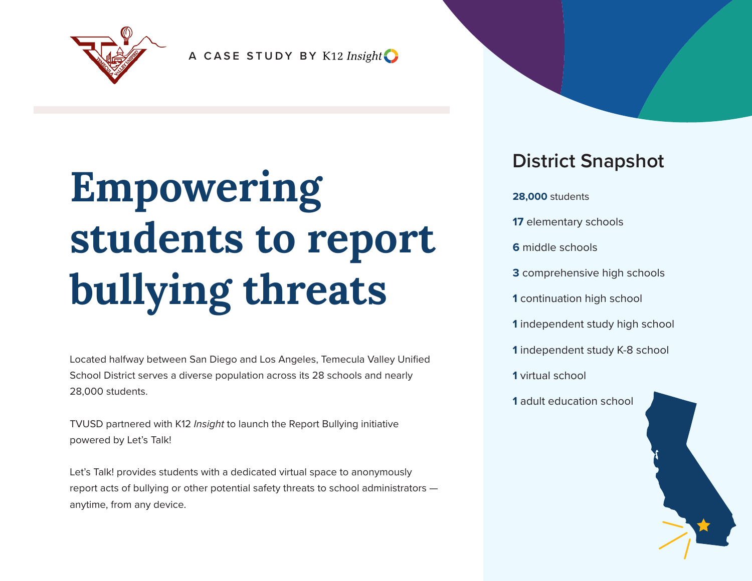A CASE STUDY BY K12 *Insight*

# Empowering students to report bullying threats

Located halfway between San Diego and Los Angeles, Temecula Valley Unified School District serves a diverse population across its 28 schools and nearly 28,000 students.

TVUSD partnered with K12 *Insight* to launch the Report Bullying initiative powered by Let's Talk!

Let's Talk! provides students with a dedicated virtual space to anonymously report acts of bullying or other potential safety threats to school administrators — anytime, from any device.

## District Snapshot

**28,000** students

**17** elementary schools

**6** middle schools

**3** comprehensive high schools

**1** continuation high school

**1** independent study high school

**1** independent study K-8 school

**1** virtual school

**1** adult education school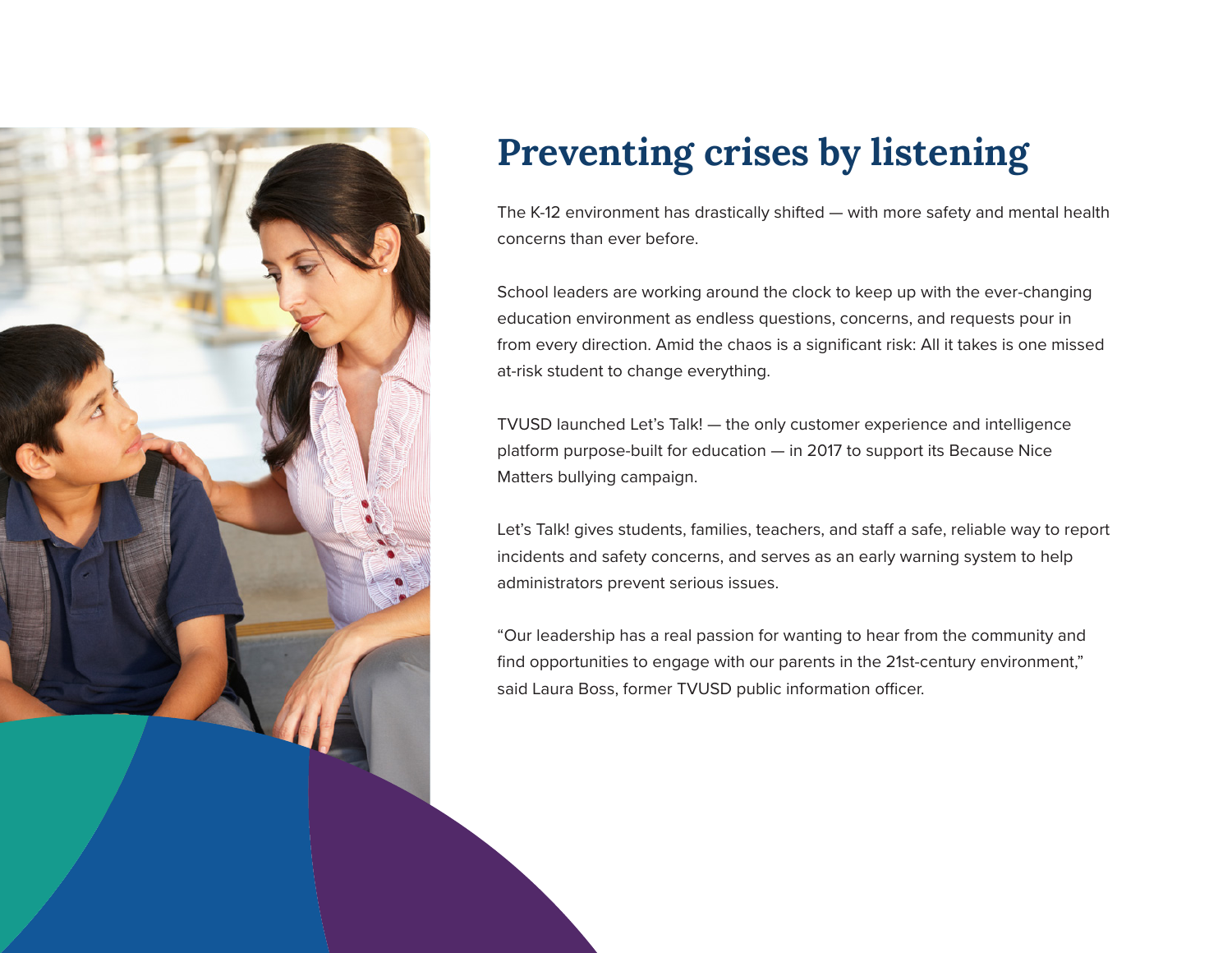# Preventing crises by listening

The K-12 environment has drastically shifted — with more safety and mental health concerns than ever before.

School leaders are working around the clock to keep up with the ever-changing education environment as endless questions, concerns, and requests pour in from every direction. Amid the chaos is a significant risk: All it takes is one missed at-risk student to change everything.

TVUSD launched Let's Talk! — the only customer experience and intelligence platform purpose-built for education — in 2017 to support its Because Nice Matters bullying campaign.

Let's Talk! gives students, families, teachers, and staff a safe, reliable way to report incidents and safety concerns, and serves as an early warning system to help administrators prevent serious issues.

"Our leadership has a real passion for wanting to hear from the community and find opportunities to engage with our parents in the 21st-century environment," said Laura Boss, former TVUSD public information officer.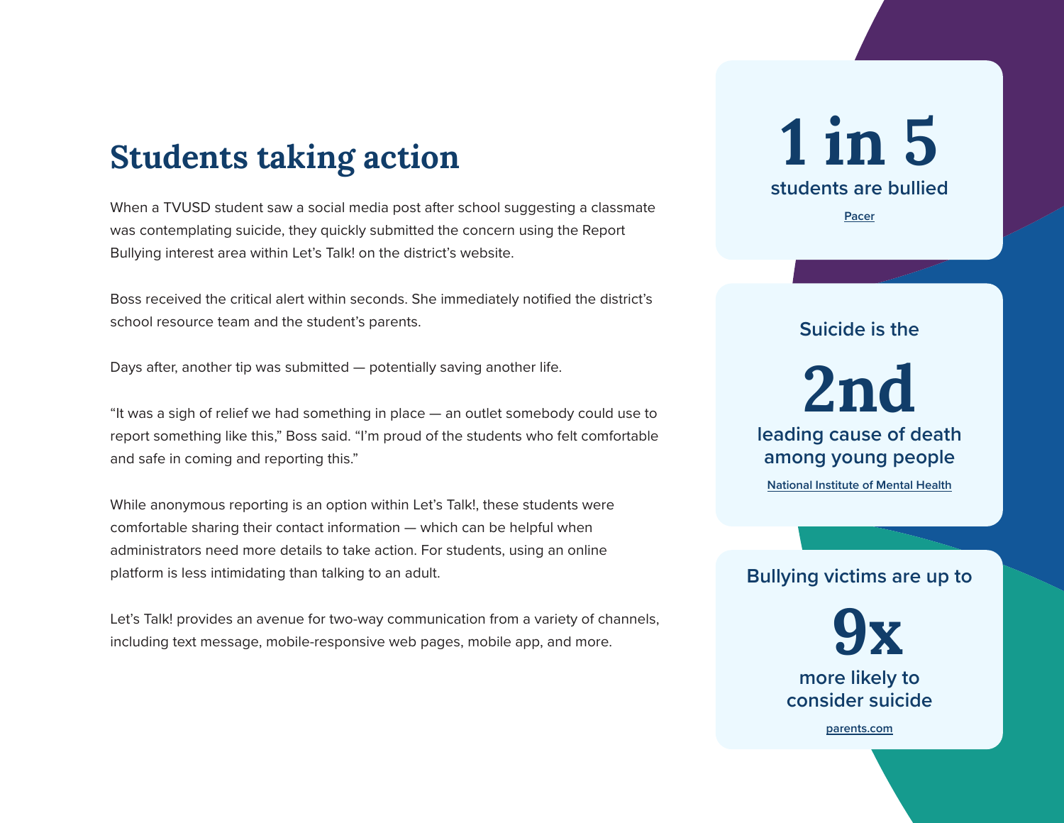## Students taking action

When a TVUSD student saw a social media post after school suggesting a classmate was contemplating suicide, they quickly submitted the concern using the Report Bullying interest area within Let's Talk! on the district's website.

Boss received the critical alert within seconds. She immediately notified the district's school resource team and the student's parents.

Days after, another tip was submitted — potentially saving another life.

"It was a sigh of relief we had something in place — an outlet somebody could use to report something like this," Boss said. "I'm proud of the students who felt comfortable and safe in coming and reporting this."

While anonymous reporting is an option within Let's Talk!, these students were comfortable sharing their contact information — which can be helpful when administrators need more details to take action. For students, using an online platform is less intimidating than talking to an adult.

Let's Talk! provides an avenue for two-way communication from a variety of channels, including text message, mobile-responsive web pages, mobile app, and more.

**1 in 5**
**students are bullied**
Pacer

**Suicide is the**
**2nd**
**leading cause of death among young people**
National Institute of Mental Health

**Bullying victims are up to**
**9x**
**more likely to consider suicide**
parents.com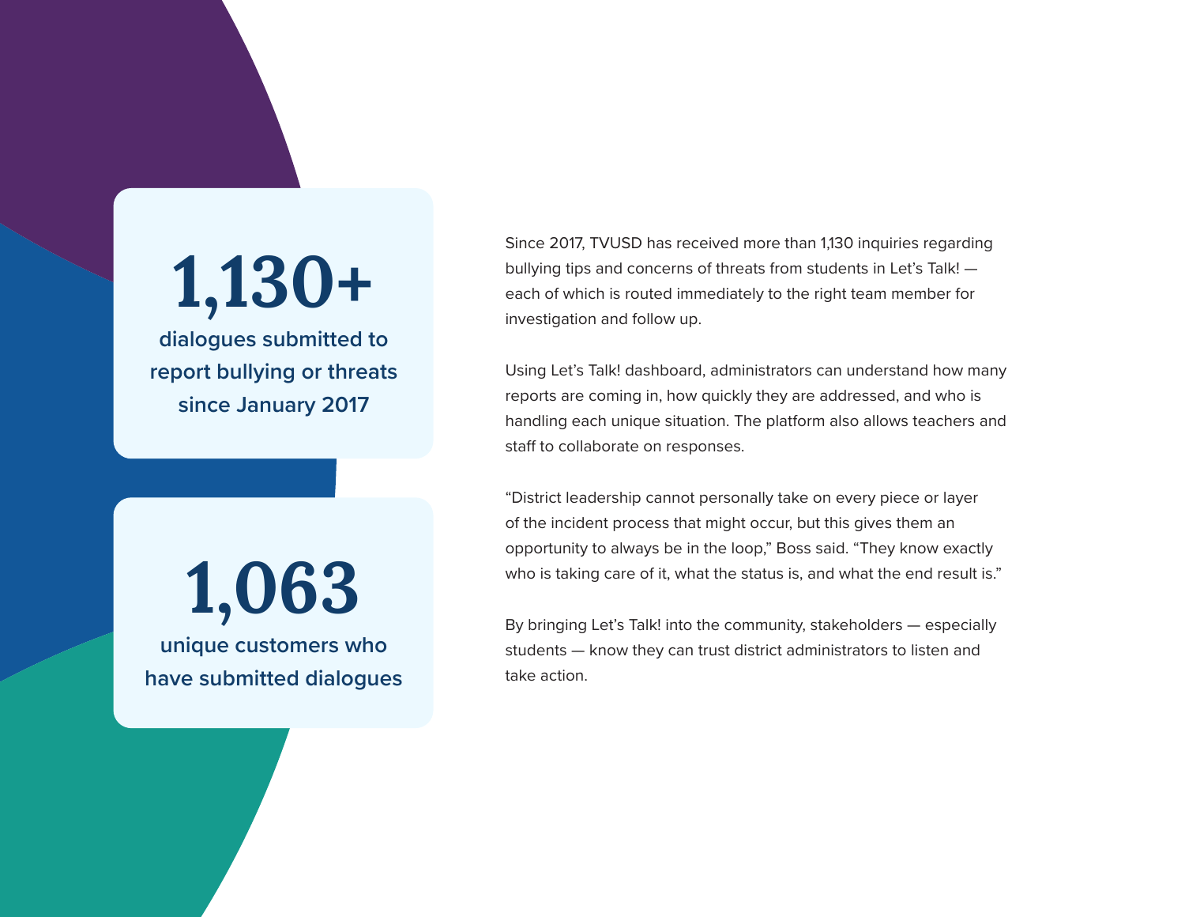**1,130+**

dialogues submitted to report bullying or threats since January 2017

**1,063**

unique customers who have submitted dialogues

Since 2017, TVUSD has received more than 1,130 inquiries regarding bullying tips and concerns of threats from students in Let's Talk! — each of which is routed immediately to the right team member for investigation and follow up.

Using Let's Talk! dashboard, administrators can understand how many reports are coming in, how quickly they are addressed, and who is handling each unique situation. The platform also allows teachers and staff to collaborate on responses.

"District leadership cannot personally take on every piece or layer of the incident process that might occur, but this gives them an opportunity to always be in the loop," Boss said. "They know exactly who is taking care of it, what the status is, and what the end result is."

By bringing Let's Talk! into the community, stakeholders — especially students — know they can trust district administrators to listen and take action.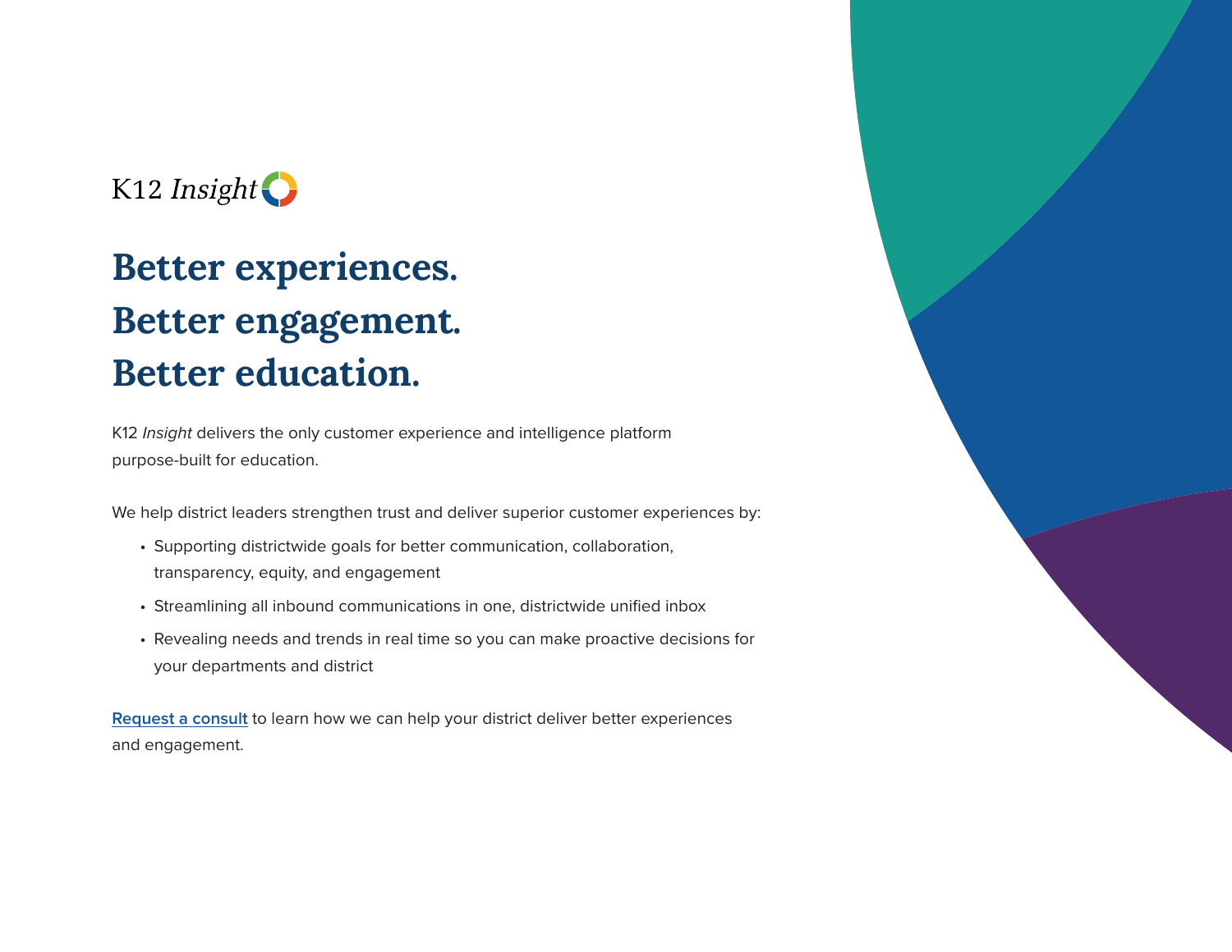K12 *Insight*

# Better experiences.
# Better engagement.
# Better education.

K12 *Insight* delivers the only customer experience and intelligence platform purpose-built for education.

We help district leaders strengthen trust and deliver superior customer experiences by:

- Supporting districtwide goals for better communication, collaboration, transparency, equity, and engagement
- Streamlining all inbound communications in one, districtwide unified inbox
- Revealing needs and trends in real time so you can make proactive decisions for your departments and district

**Request a consult** to learn how we can help your district deliver better experiences and engagement.